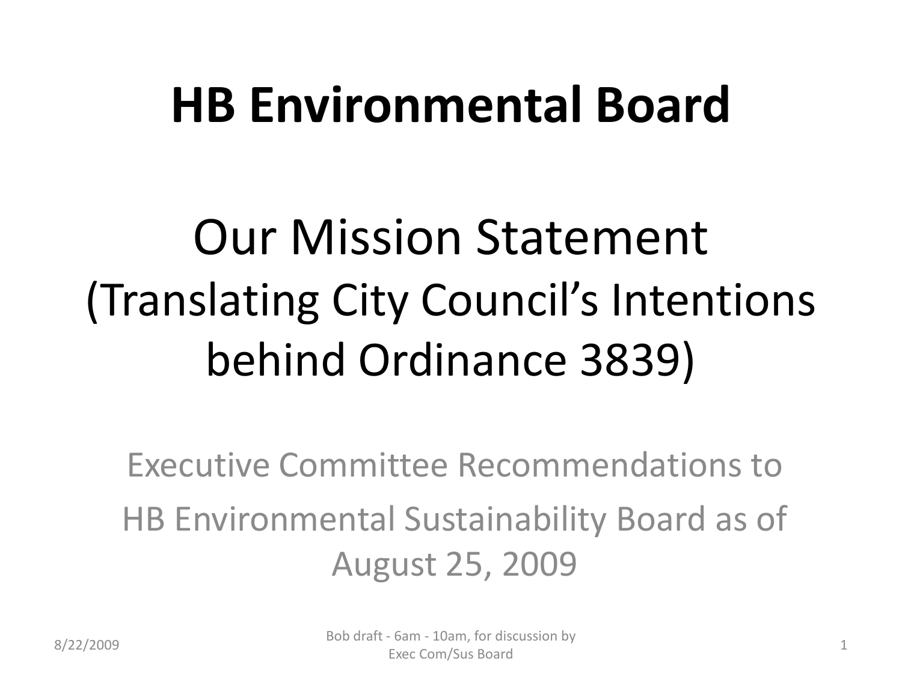# HB Environmental Board

## Our Mission Statement
## (Translating City Council's Intentions behind Ordinance 3839)

Executive Committee Recommendations to
HB Environmental Sustainability Board as of August 25, 2009

8/22/2009 Bob draft - 6am - 10am, for discussion by Exec Com/Sus Board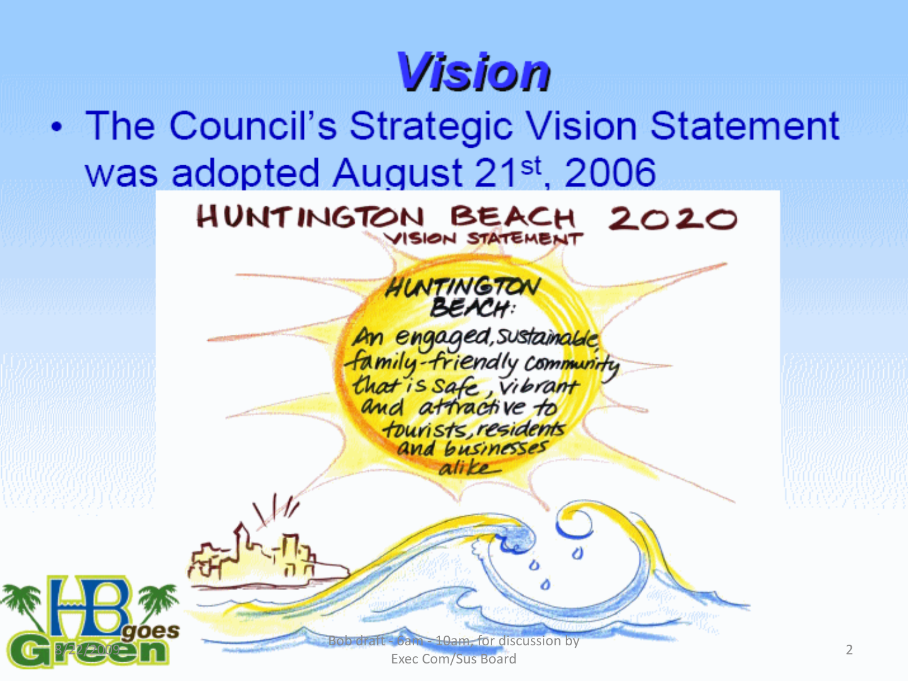# Vision

- The Council's Strategic Vision Statement was adopted August 21st, 2006

HUNTINGTON BEACH 2020

VISION STATEMENT

HUNTINGTON BEACH:

An engaged, sustainable family-friendly community that is safe, vibrant and attractive to tourists, residents and businesses alike

Bob draft - 6am - 10am, for discussion by Exec Com/Sus Board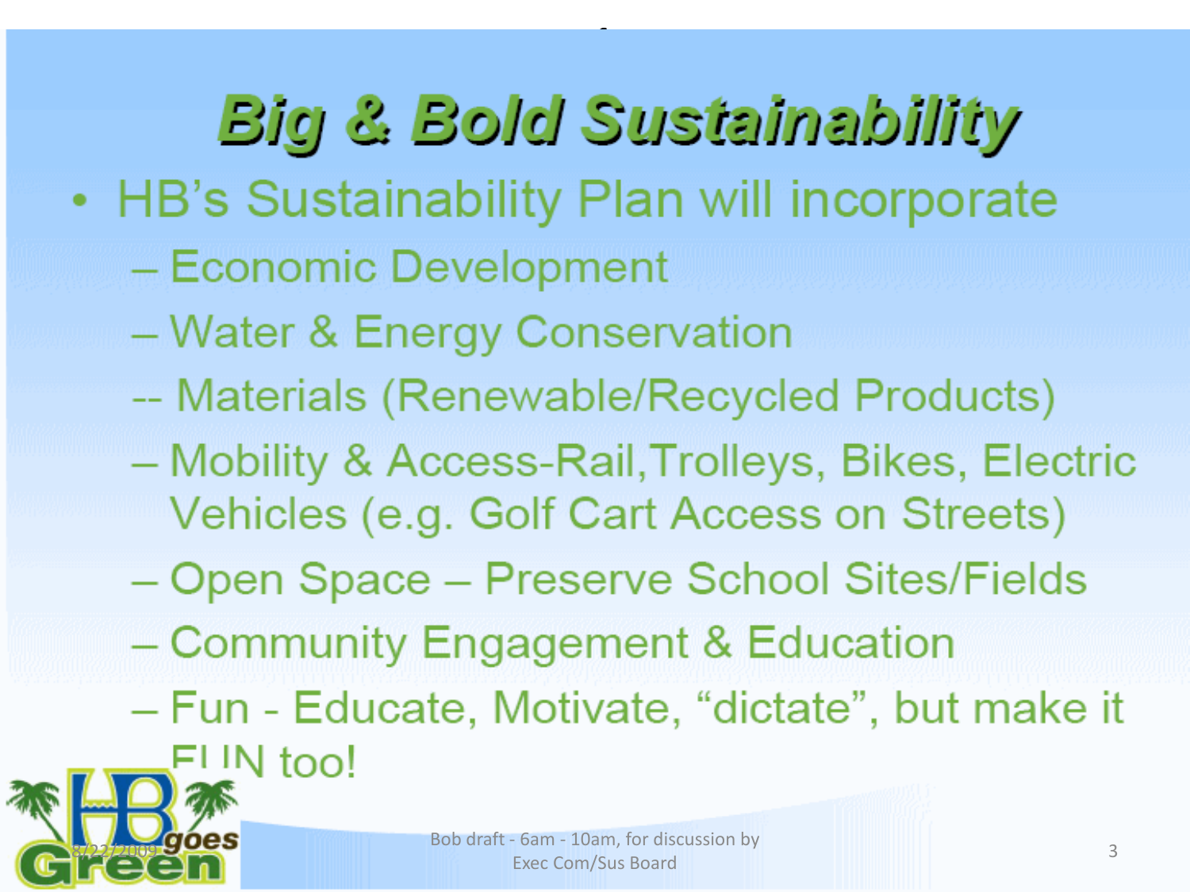# Big & Bold Sustainability

- HB's Sustainability Plan will incorporate
  - Economic Development
  - Water & Energy Conservation
  - Materials (Renewable/Recycled Products)
  - Mobility & Access-Rail, Trolleys, Bikes, Electric Vehicles (e.g. Golf Cart Access on Streets)
  - Open Space – Preserve School Sites/Fields
  - Community Engagement & Education
  - Fun - Educate, Motivate, "dictate", but make it FUN too!

8/22/2009 Bob draft - 6am - 10am, for discussion by Exec Com/Sus Board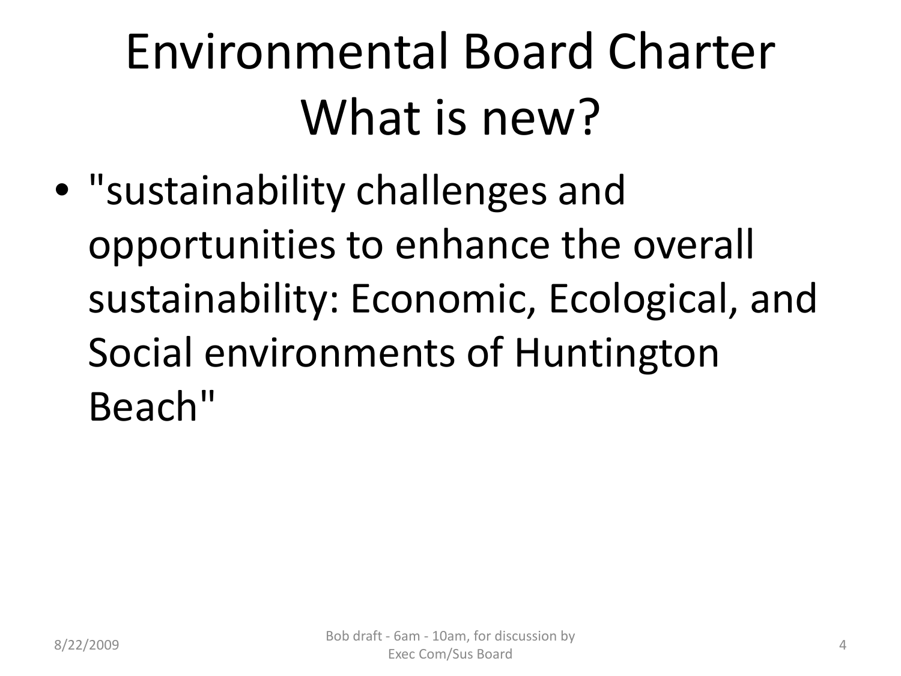# Environmental Board Charter What is new?

- "sustainability challenges and opportunities to enhance the overall sustainability: Economic, Ecological, and Social environments of Huntington Beach"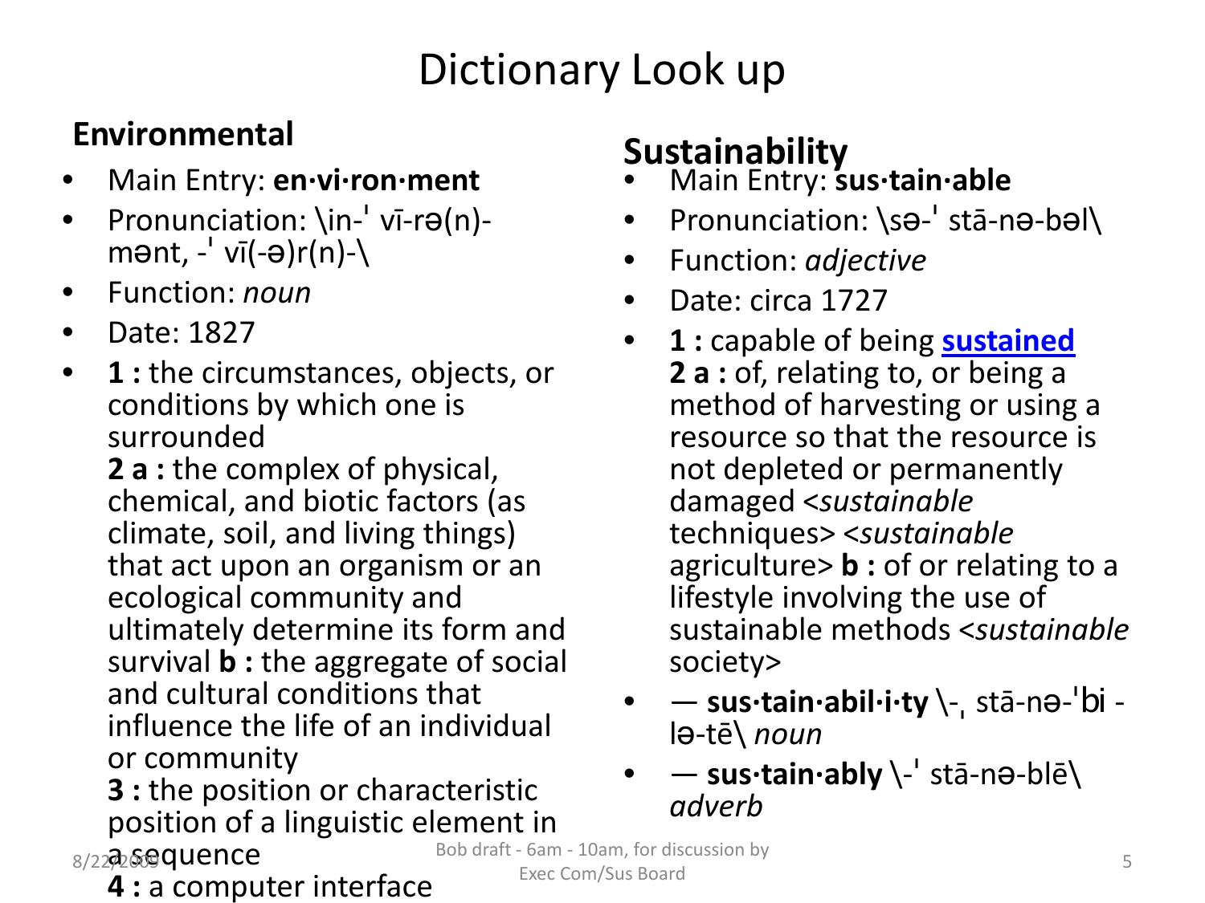# Dictionary Look up

## Environmental

- Main Entry: **en·vi·ron·ment**
- Pronunciation: \in-ˈ vī-rə(n)-mənt, -ˈ vī(-ə)r(n)-\
- Function: *noun*
- Date: 1827
- **1 :** the circumstances, objects, or conditions by which one is surrounded
  **2 a :** the complex of physical, chemical, and biotic factors (as climate, soil, and living things) that act upon an organism or an ecological community and ultimately determine its form and survival **b :** the aggregate of social and cultural conditions that influence the life of an individual or community
  **3 :** the position or characteristic position of a linguistic element in a sequence
  **4 :** a computer interface

## Sustainability

- Main Entry: **sus·tain·able**
- Pronunciation: \sə-ˈ stā-nə-bəl\
- Function: *adjective*
- Date: circa 1727
- **1 :** capable of being **sustained**
  **2 a :** of, relating to, or being a method of harvesting or using a resource so that the resource is not depleted or permanently damaged <*sustainable* techniques> <*sustainable* agriculture> **b :** of or relating to a lifestyle involving the use of sustainable methods <*sustainable* society>
- — **sus·tain·abil·i·ty** \-ˌ stā-nə-ˈbi -lə-tē\ *noun*
- — **sus·tain·ably** \-ˈ stā-nə-blē\ *adverb*

8/22/2009 Bob draft - 6am - 10am, for discussion by Exec Com/Sus Board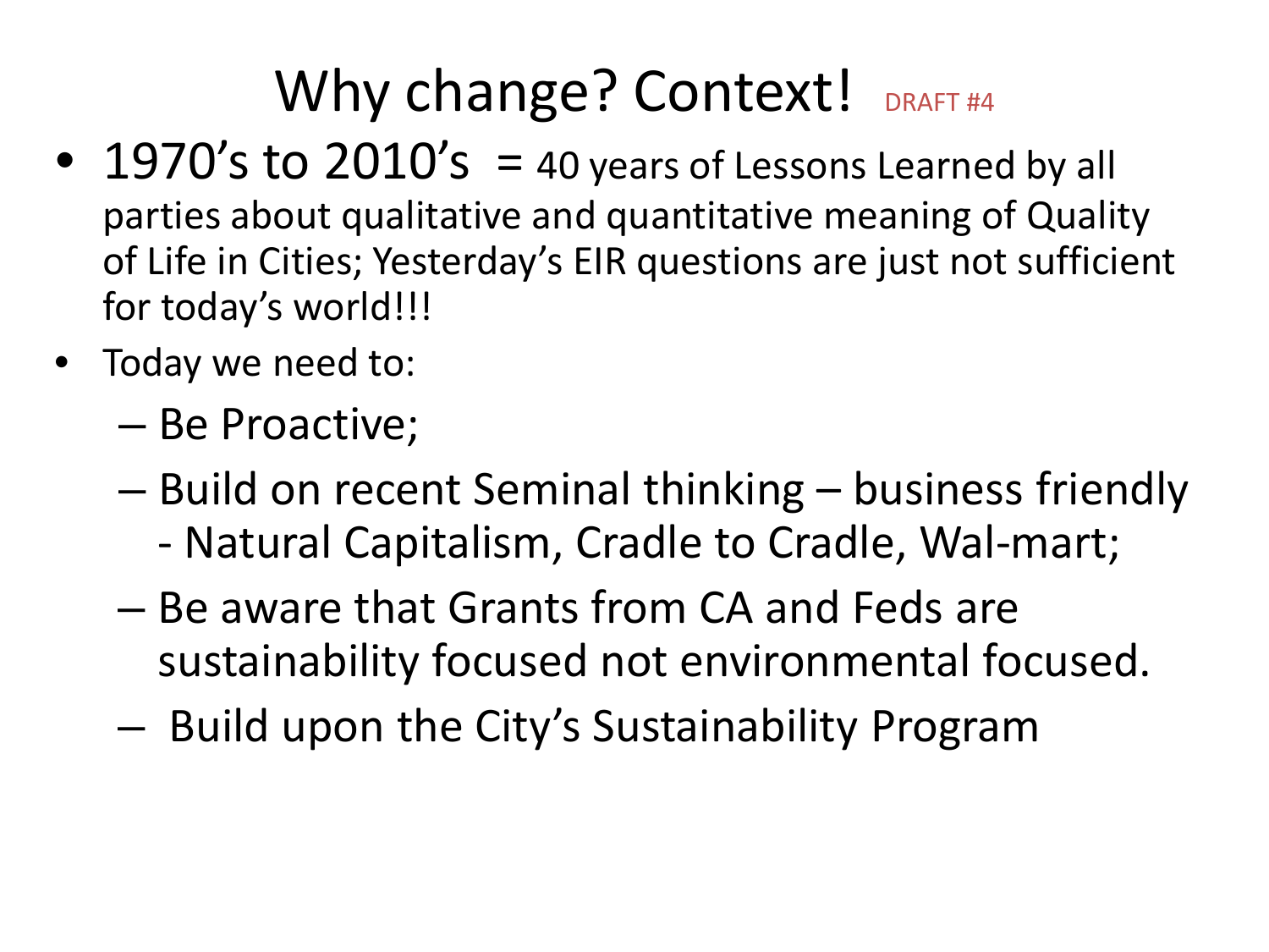# Why change? Context! DRAFT #4

- 1970's to 2010's = 40 years of Lessons Learned by all parties about qualitative and quantitative meaning of Quality of Life in Cities; Yesterday's EIR questions are just not sufficient for today's world!!!
- Today we need to:
  - Be Proactive;
  - Build on recent Seminal thinking – business friendly - Natural Capitalism, Cradle to Cradle, Wal-mart;
  - Be aware that Grants from CA and Feds are sustainability focused not environmental focused.
  - Build upon the City's Sustainability Program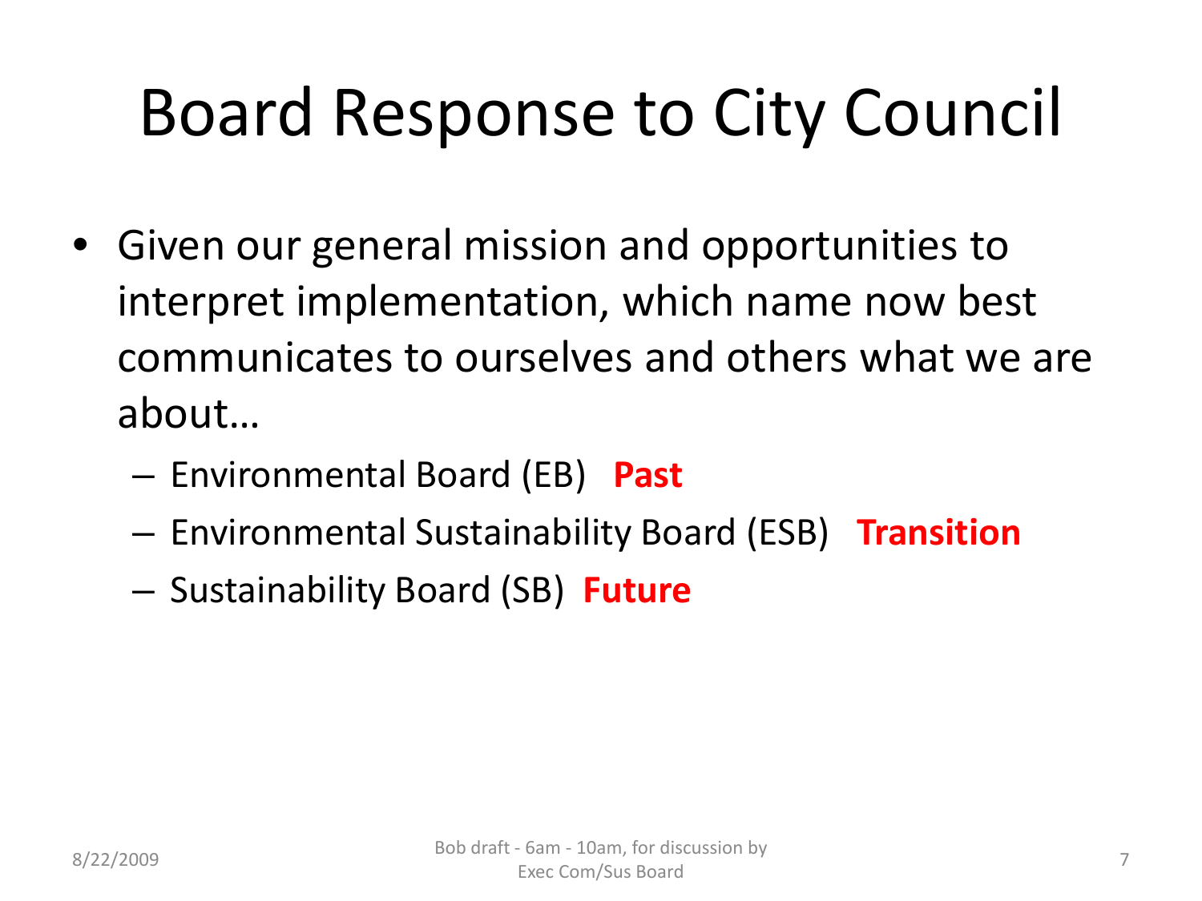# Board Response to City Council

- Given our general mission and opportunities to interpret implementation, which name now best communicates to ourselves and others what we are about…
  - Environmental Board (EB) **Past**
  - Environmental Sustainability Board (ESB) **Transition**
  - Sustainability Board (SB) **Future**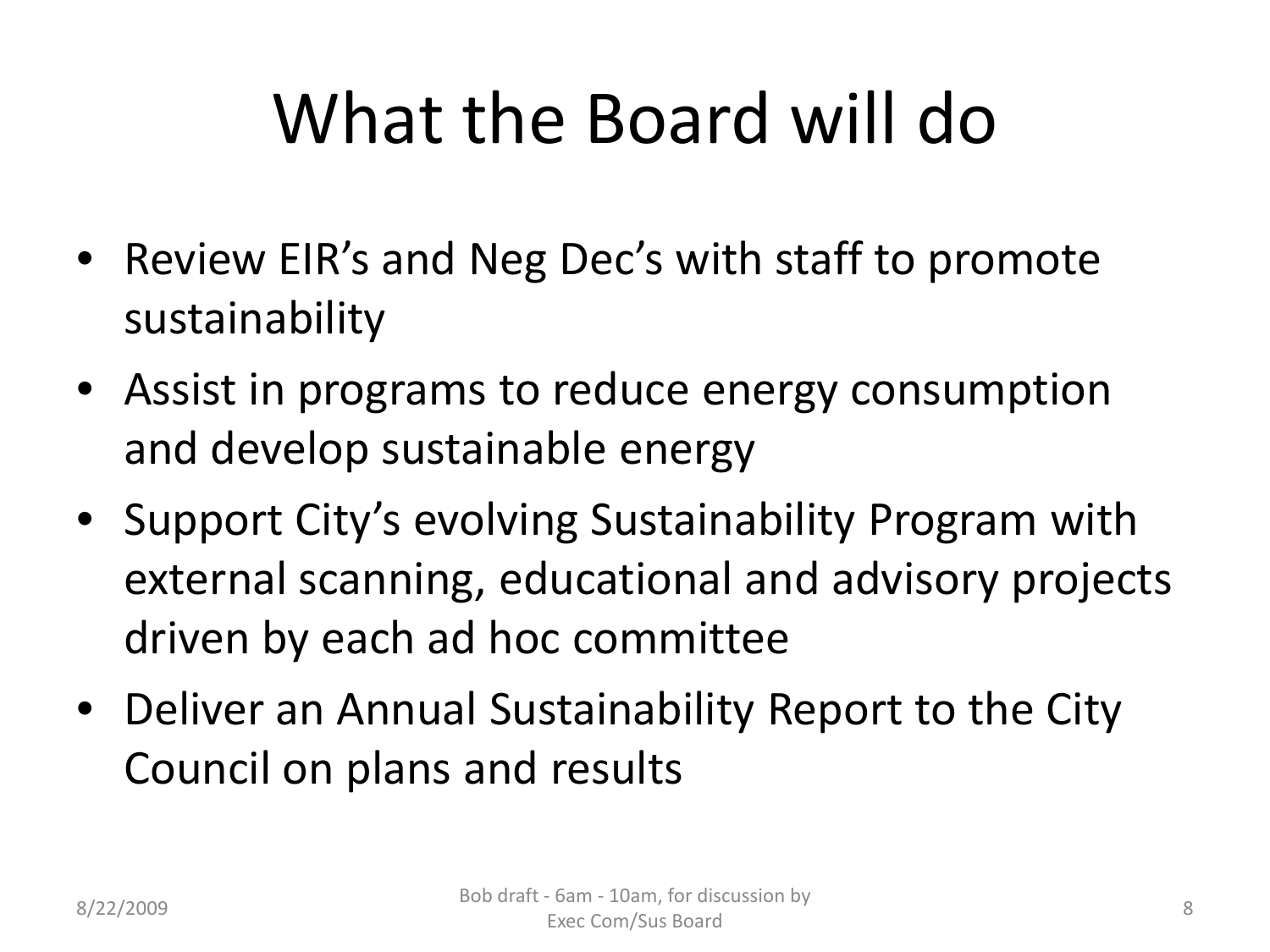# What the Board will do

- Review EIR's and Neg Dec's with staff to promote sustainability
- Assist in programs to reduce energy consumption and develop sustainable energy
- Support City's evolving Sustainability Program with external scanning, educational and advisory projects driven by each ad hoc committee
- Deliver an Annual Sustainability Report to the City Council on plans and results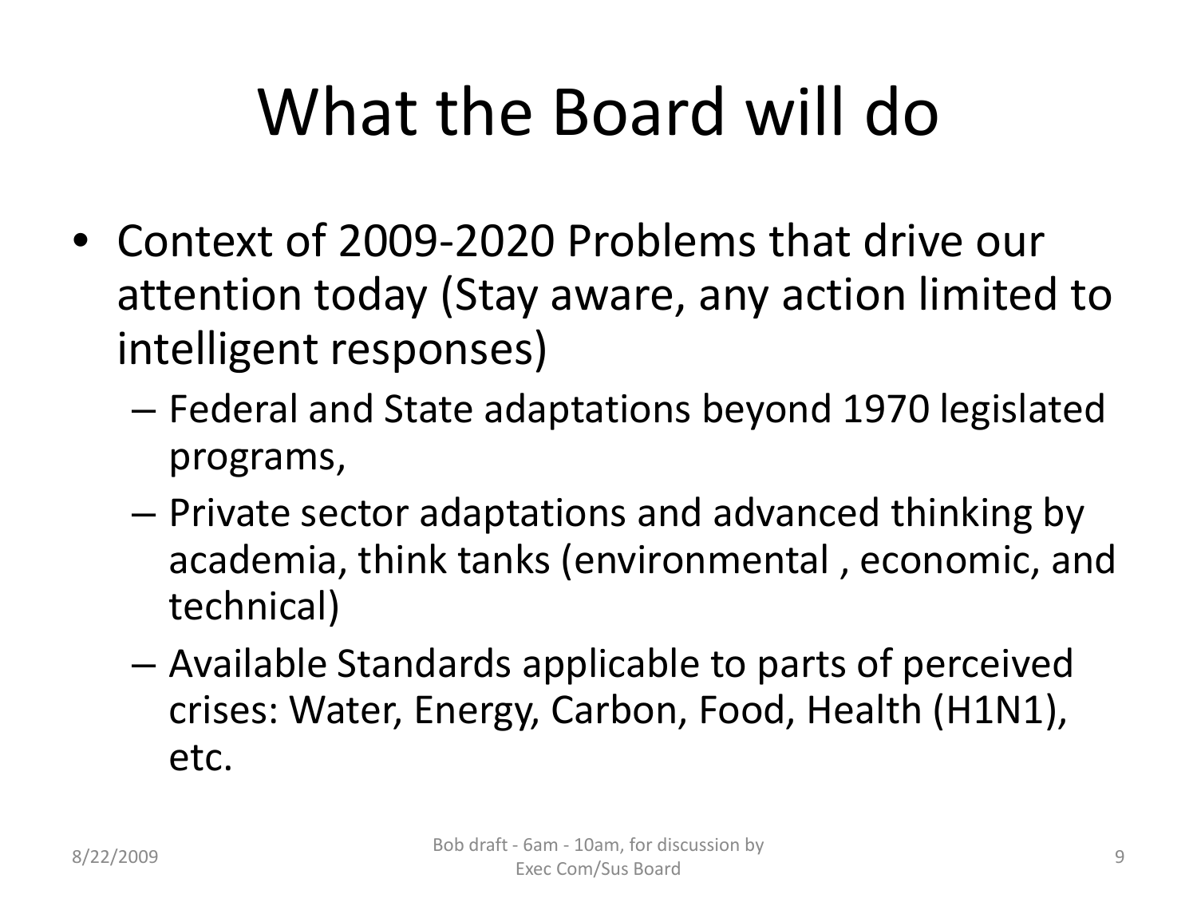# What the Board will do

- Context of 2009-2020 Problems that drive our attention today (Stay aware, any action limited to intelligent responses)
  - Federal and State adaptations beyond 1970 legislated programs,
  - Private sector adaptations and advanced thinking by academia, think tanks (environmental , economic, and technical)
  - Available Standards applicable to parts of perceived crises: Water, Energy, Carbon, Food, Health (H1N1), etc.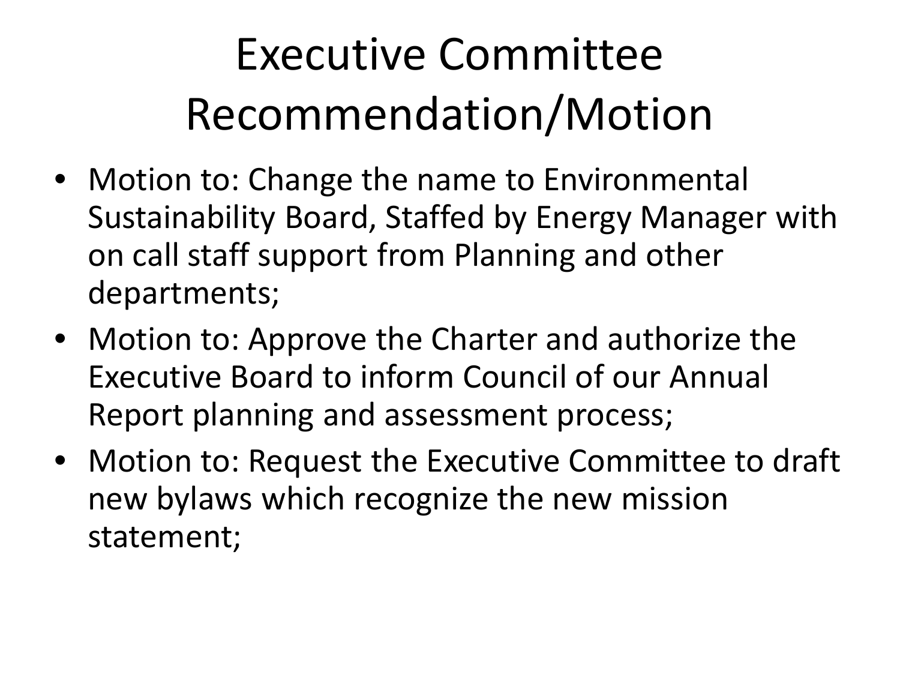# Executive Committee Recommendation/Motion

- Motion to: Change the name to Environmental Sustainability Board, Staffed by Energy Manager with on call staff support from Planning and other departments;
- Motion to: Approve the Charter and authorize the Executive Board to inform Council of our Annual Report planning and assessment process;
- Motion to: Request the Executive Committee to draft new bylaws which recognize the new mission statement;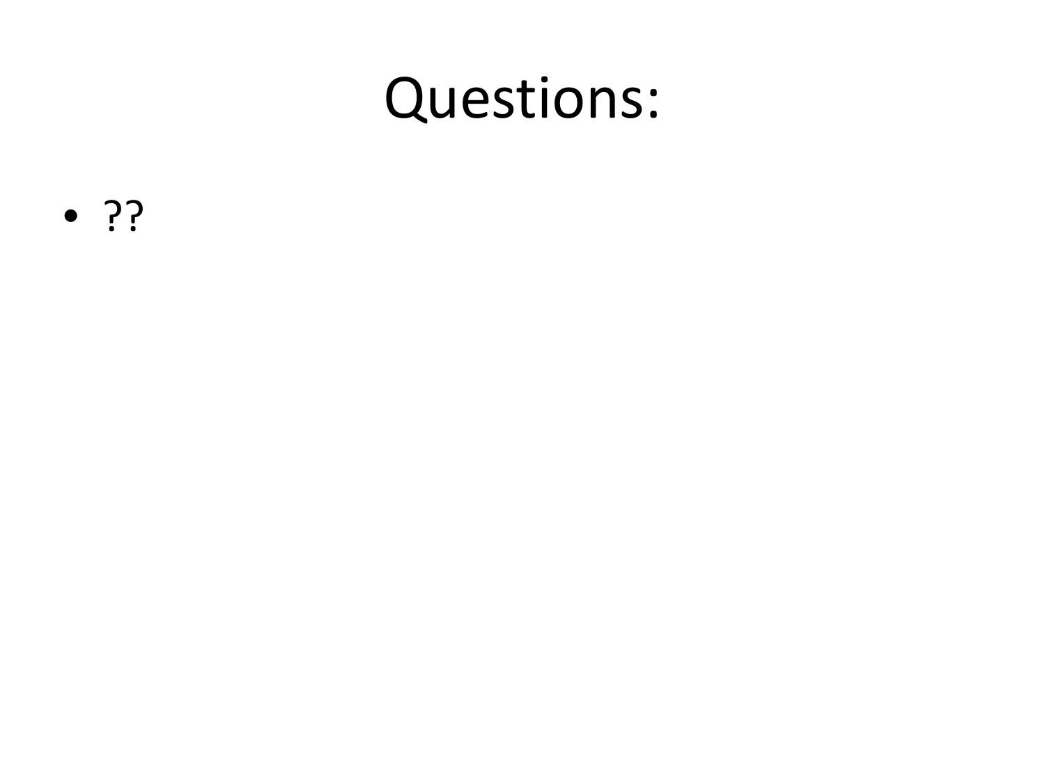# Questions:

- ??